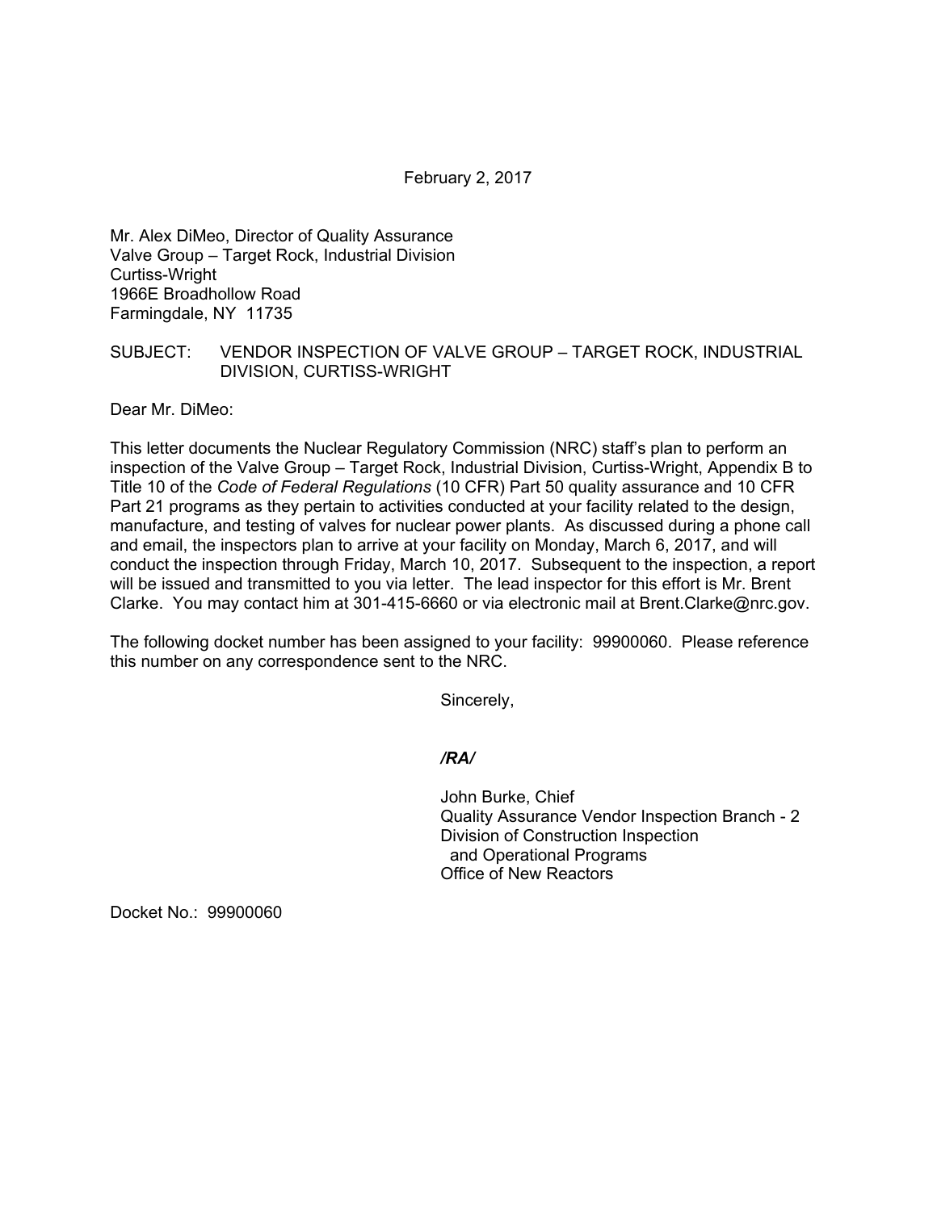February 2, 2017

Mr. Alex DiMeo, Director of Quality Assurance
Valve Group – Target Rock, Industrial Division
Curtiss-Wright
1966E Broadhollow Road
Farmingdale, NY 11735

SUBJECT: VENDOR INSPECTION OF VALVE GROUP – TARGET ROCK, INDUSTRIAL DIVISION, CURTISS-WRIGHT

Dear Mr. DiMeo:

This letter documents the Nuclear Regulatory Commission (NRC) staff's plan to perform an inspection of the Valve Group – Target Rock, Industrial Division, Curtiss-Wright, Appendix B to Title 10 of the *Code of Federal Regulations* (10 CFR) Part 50 quality assurance and 10 CFR Part 21 programs as they pertain to activities conducted at your facility related to the design, manufacture, and testing of valves for nuclear power plants. As discussed during a phone call and email, the inspectors plan to arrive at your facility on Monday, March 6, 2017, and will conduct the inspection through Friday, March 10, 2017. Subsequent to the inspection, a report will be issued and transmitted to you via letter. The lead inspector for this effort is Mr. Brent Clarke. You may contact him at 301-415-6660 or via electronic mail at Brent.Clarke@nrc.gov.

The following docket number has been assigned to your facility: 99900060. Please reference this number on any correspondence sent to the NRC.

Sincerely,

***/RA/***

John Burke, Chief
Quality Assurance Vendor Inspection Branch - 2
Division of Construction Inspection
and Operational Programs
Office of New Reactors

Docket No.: 99900060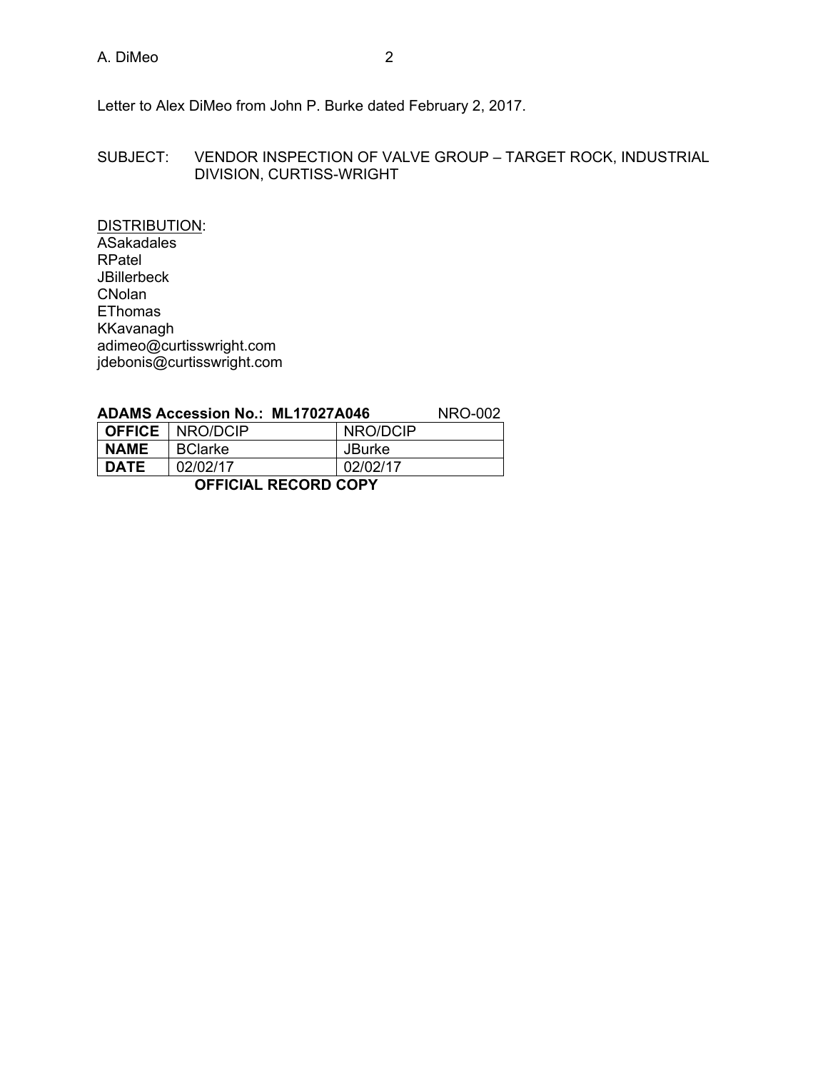Letter to Alex DiMeo from John P. Burke dated February 2, 2017.

SUBJECT: VENDOR INSPECTION OF VALVE GROUP – TARGET ROCK, INDUSTRIAL DIVISION, CURTISS-WRIGHT

DISTRIBUTION:
ASakadales
RPatel
JBillerbeck
CNolan
EThomas
KKavanagh
adimeo@curtisswright.com
jdebonis@curtisswright.com

**ADAMS Accession No.: ML17027A046** NRO-002

| | | |
|---|---|---|
| **OFFICE** | NRO/DCIP | NRO/DCIP |
| **NAME** | BClarke | JBurke |
| **DATE** | 02/02/17 | 02/02/17 |

**OFFICIAL RECORD COPY**